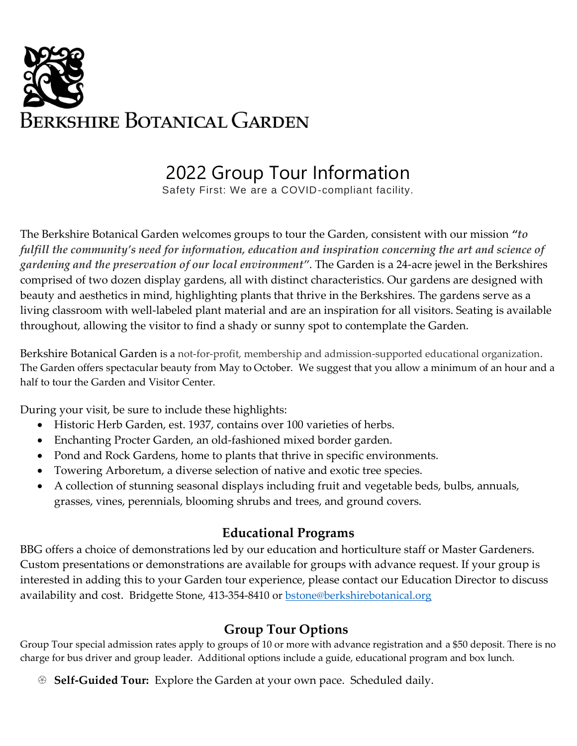# Berkshire Botanical Garden

## 2022 Group Tour Information

Safety First: We are a COVID-compliant facility.

The Berkshire Botanical Garden welcomes groups to tour the Garden, consistent with our mission ***"to fulfill the community's need for information, education and inspiration concerning the art and science of gardening and the preservation of our local environment"***. The Garden is a 24-acre jewel in the Berkshires comprised of two dozen display gardens, all with distinct characteristics. Our gardens are designed with beauty and aesthetics in mind, highlighting plants that thrive in the Berkshires. The gardens serve as a living classroom with well-labeled plant material and are an inspiration for all visitors. Seating is available throughout, allowing the visitor to find a shady or sunny spot to contemplate the Garden.

Berkshire Botanical Garden is a not-for-profit, membership and admission-supported educational organization. The Garden offers spectacular beauty from May to October. We suggest that you allow a minimum of an hour and a half to tour the Garden and Visitor Center.

During your visit, be sure to include these highlights:

- Historic Herb Garden, est. 1937, contains over 100 varieties of herbs.
- Enchanting Procter Garden, an old-fashioned mixed border garden.
- Pond and Rock Gardens, home to plants that thrive in specific environments.
- Towering Arboretum, a diverse selection of native and exotic tree species.
- A collection of stunning seasonal displays including fruit and vegetable beds, bulbs, annuals, grasses, vines, perennials, blooming shrubs and trees, and ground covers.

### Educational Programs

BBG offers a choice of demonstrations led by our education and horticulture staff or Master Gardeners. Custom presentations or demonstrations are available for groups with advance request. If your group is interested in adding this to your Garden tour experience, please contact our Education Director to discuss availability and cost. Bridgette Stone, 413-354-8410 or [bstone@berkshirebotanical.org](mailto:bstone@berkshirebotanical.org)

### Group Tour Options

Group Tour special admission rates apply to groups of 10 or more with advance registration and a $50 deposit. There is no charge for bus driver and group leader. Additional options include a guide, educational program and box lunch.

- **Self-Guided Tour:** Explore the Garden at your own pace. Scheduled daily.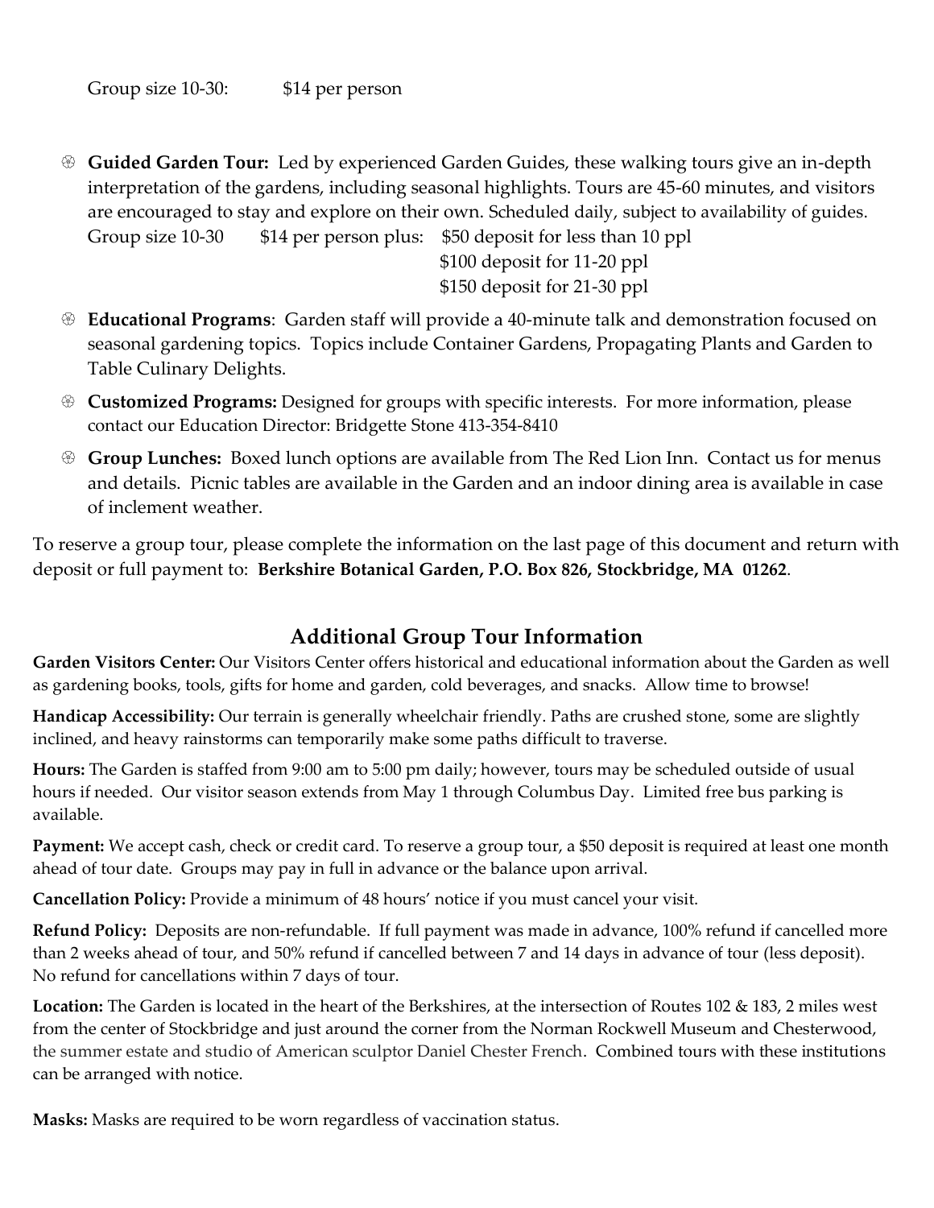Group size 10-30: $14 per person

- **Guided Garden Tour:** Led by experienced Garden Guides, these walking tours give an in-depth interpretation of the gardens, including seasonal highlights. Tours are 45-60 minutes, and visitors are encouraged to stay and explore on their own. Scheduled daily, subject to availability of guides.
  Group size 10-30 $14 per person plus: $50 deposit for less than 10 ppl
  $100 deposit for 11-20 ppl
  $150 deposit for 21-30 ppl
- **Educational Programs**: Garden staff will provide a 40-minute talk and demonstration focused on seasonal gardening topics. Topics include Container Gardens, Propagating Plants and Garden to Table Culinary Delights.
- **Customized Programs:** Designed for groups with specific interests. For more information, please contact our Education Director: Bridgette Stone 413-354-8410
- **Group Lunches:** Boxed lunch options are available from The Red Lion Inn. Contact us for menus and details. Picnic tables are available in the Garden and an indoor dining area is available in case of inclement weather.

To reserve a group tour, please complete the information on the last page of this document and return with deposit or full payment to: **Berkshire Botanical Garden, P.O. Box 826, Stockbridge, MA 01262**.

## Additional Group Tour Information

**Garden Visitors Center:** Our Visitors Center offers historical and educational information about the Garden as well as gardening books, tools, gifts for home and garden, cold beverages, and snacks. Allow time to browse!

**Handicap Accessibility:** Our terrain is generally wheelchair friendly. Paths are crushed stone, some are slightly inclined, and heavy rainstorms can temporarily make some paths difficult to traverse.

**Hours:** The Garden is staffed from 9:00 am to 5:00 pm daily; however, tours may be scheduled outside of usual hours if needed. Our visitor season extends from May 1 through Columbus Day. Limited free bus parking is available.

**Payment:** We accept cash, check or credit card. To reserve a group tour, a $50 deposit is required at least one month ahead of tour date. Groups may pay in full in advance or the balance upon arrival.

**Cancellation Policy:** Provide a minimum of 48 hours' notice if you must cancel your visit.

**Refund Policy:** Deposits are non-refundable. If full payment was made in advance, 100% refund if cancelled more than 2 weeks ahead of tour, and 50% refund if cancelled between 7 and 14 days in advance of tour (less deposit). No refund for cancellations within 7 days of tour.

**Location:** The Garden is located in the heart of the Berkshires, at the intersection of Routes 102 & 183, 2 miles west from the center of Stockbridge and just around the corner from the Norman Rockwell Museum and Chesterwood, the summer estate and studio of American sculptor Daniel Chester French. Combined tours with these institutions can be arranged with notice.

**Masks:** Masks are required to be worn regardless of vaccination status.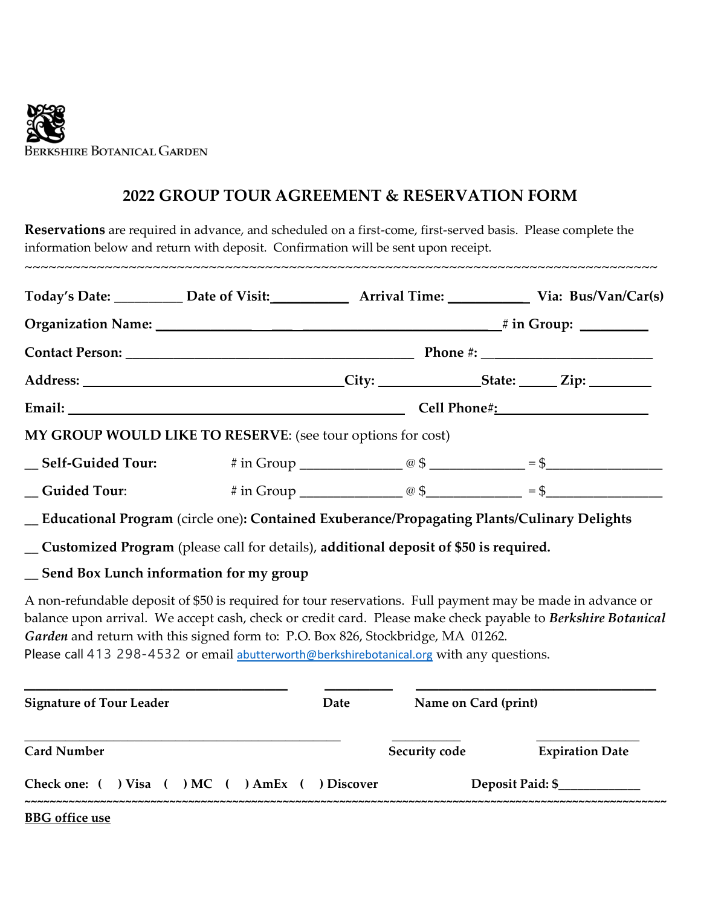BERKSHIRE BOTANICAL GARDEN

# 2022 GROUP TOUR AGREEMENT & RESERVATION FORM

**Reservations** are required in advance, and scheduled on a first-come, first-served basis. Please complete the information below and return with deposit. Confirmation will be sent upon receipt.

~~~~~~~~~~~~~~~~~~~~~~~~~~~~~~~~~~~~~~~~~~~~~~~~~~~~~~~~~~~~~~~~~~~~~~~~~~~~~~~~~~~

**Today's Date:** _________ **Date of Visit:**__________ **Arrival Time:** __________ **Via: Bus/Van/Car(s)**

**Organization Name:** ______________________________________ **# in Group:** _________

**Contact Person:** ______________________________________ **Phone #:** ______________________

**Address:** ___________________________________**City:** ______________**State:** _____ **Zip:** ________

**Email:** ______________________________________________ **Cell Phone#:**____________________

**MY GROUP WOULD LIKE TO RESERVE**: (see tour options for cost)

__ **Self-Guided Tour:** # in Group ______________ @ $ _____________ = $________________

__ **Guided Tour**: # in Group ______________ @ $_____________ = $________________

__ **Educational Program** (circle one)**: Contained Exuberance/Propagating Plants/Culinary Delights**

__ **Customized Program** (please call for details), **additional deposit of $50 is required.**

__ **Send Box Lunch information for my group**

A non-refundable deposit of $50 is required for tour reservations. Full payment may be made in advance or balance upon arrival. We accept cash, check or credit card. Please make check payable to ***Berkshire Botanical Garden*** and return with this signed form to: P.O. Box 826, Stockbridge, MA 01262.
Please call 413 298-4532 or email abutterworth@berkshirebotanical.org with any questions.

________________________________________ __________ ____________________________________

**Signature of Tour Leader** **Date** **Name on Card (print)**

_______________________________________________ ___________ _______________

**Card Number** **Security code** **Expiration Date**

**Check one: ( ) Visa ( ) MC ( ) AmEx ( ) Discover** **Deposit Paid: $**____________

~~~~~~~~~~~~~~~~~~~~~~~~~~~~~~~~~~~~~~~~~~~~~~~~~~~~~~~~~~~~~~~~~~~~~~~~~~~~~~~~~~~

**BBG office use**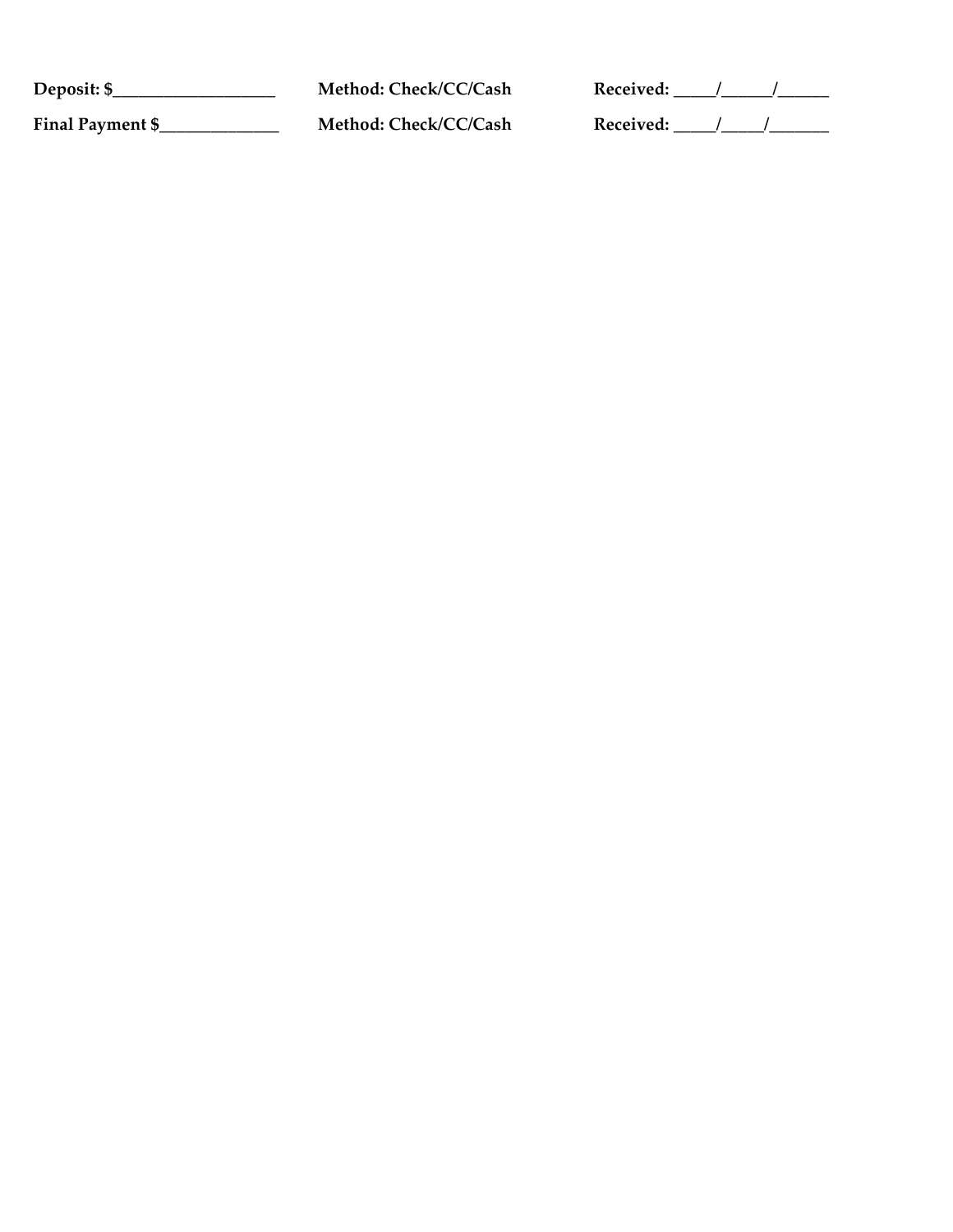**Deposit: $___________________ Method: Check/CC/Cash Received: _____/______/______**

**Final Payment $______________ Method: Check/CC/Cash Received: _____/_____/_______**